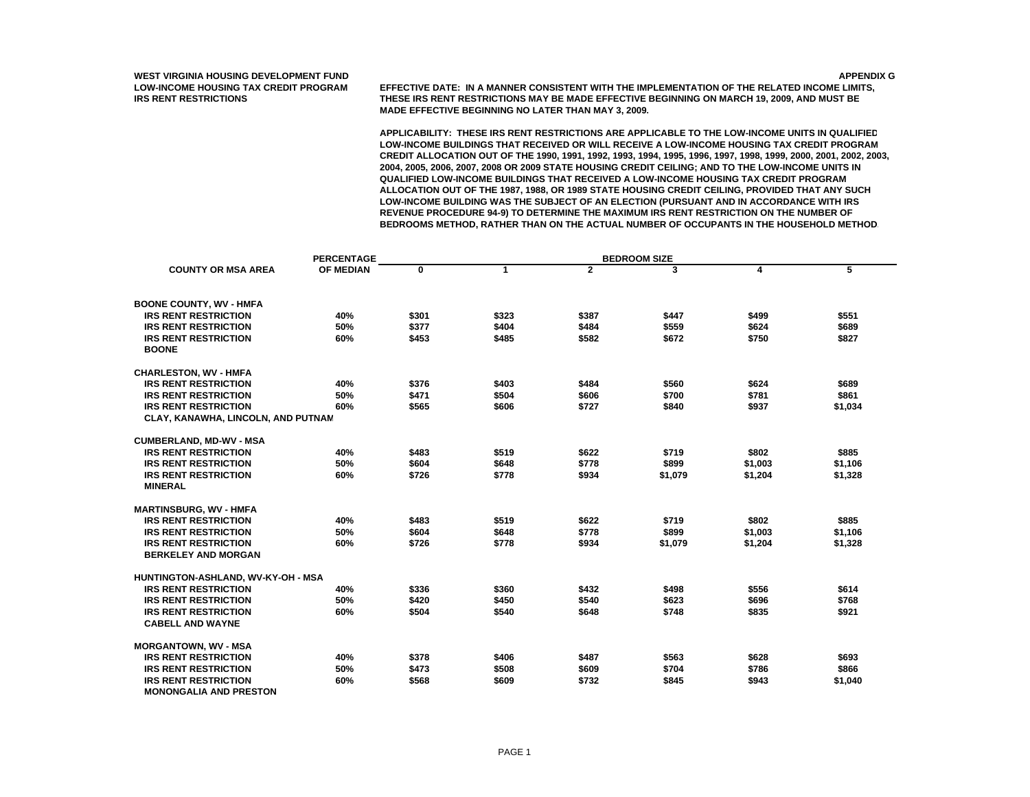**WEST VIRGINIA HOUSING DEVELOPMENT FUND**
**LOW-INCOME HOUSING TAX CREDIT PROGRAM**
**IRS RENT RESTRICTIONS**

**APPENDIX G**

**EFFECTIVE DATE: IN A MANNER CONSISTENT WITH THE IMPLEMENTATION OF THE RELATED INCOME LIMITS, THESE IRS RENT RESTRICTIONS MAY BE MADE EFFECTIVE BEGINNING ON MARCH 19, 2009, AND MUST BE MADE EFFECTIVE BEGINNING NO LATER THAN MAY 3, 2009.**

**APPLICABILITY: THESE IRS RENT RESTRICTIONS ARE APPLICABLE TO THE LOW-INCOME UNITS IN QUALIFIED LOW-INCOME BUILDINGS THAT RECEIVED OR WILL RECEIVE A LOW-INCOME HOUSING TAX CREDIT PROGRAM CREDIT ALLOCATION OUT OF THE 1990, 1991, 1992, 1993, 1994, 1995, 1996, 1997, 1998, 1999, 2000, 2001, 2002, 2003, 2004, 2005, 2006, 2007, 2008 OR 2009 STATE HOUSING CREDIT CEILING; AND TO THE LOW-INCOME UNITS IN QUALIFIED LOW-INCOME BUILDINGS THAT RECEIVED A LOW-INCOME HOUSING TAX CREDIT PROGRAM ALLOCATION OUT OF THE 1987, 1988, OR 1989 STATE HOUSING CREDIT CEILING, PROVIDED THAT ANY SUCH LOW-INCOME BUILDING WAS THE SUBJECT OF AN ELECTION (PURSUANT AND IN ACCORDANCE WITH IRS REVENUE PROCEDURE 94-9) TO DETERMINE THE MAXIMUM IRS RENT RESTRICTION ON THE NUMBER OF BEDROOMS METHOD, RATHER THAN ON THE ACTUAL NUMBER OF OCCUPANTS IN THE HOUSEHOLD METHOD.**

| COUNTY OR MSA AREA | PERCENTAGE OF MEDIAN | BEDROOM SIZE 0 | 1 | 2 | 3 | 4 | 5 |
|---|---|---|---|---|---|---|---|
| **BOONE COUNTY, WV - HMFA** | | | | | | | |
| IRS RENT RESTRICTION | 40% | $301 | $323 | $387 | $447 | $499 | $551 |
| IRS RENT RESTRICTION | 50% | $377 | $404 | $484 | $559 | $624 | $689 |
| IRS RENT RESTRICTION | 60% | $453 | $485 | $582 | $672 | $750 | $827 |
| BOONE | | | | | | | |
| **CHARLESTON, WV - HMFA** | | | | | | | |
| IRS RENT RESTRICTION | 40% | $376 | $403 | $484 | $560 | $624 | $689 |
| IRS RENT RESTRICTION | 50% | $471 | $504 | $606 | $700 | $781 | $861 |
| IRS RENT RESTRICTION | 60% | $565 | $606 | $727 | $840 | $937 | $1,034 |
| CLAY, KANAWHA, LINCOLN, AND PUTNAM | | | | | | | |
| **CUMBERLAND, MD-WV - MSA** | | | | | | | |
| IRS RENT RESTRICTION | 40% | $483 | $519 | $622 | $719 | $802 | $885 |
| IRS RENT RESTRICTION | 50% | $604 | $648 | $778 | $899 | $1,003 | $1,106 |
| IRS RENT RESTRICTION | 60% | $726 | $778 | $934 | $1,079 | $1,204 | $1,328 |
| MINERAL | | | | | | | |
| **MARTINSBURG, WV - HMFA** | | | | | | | |
| IRS RENT RESTRICTION | 40% | $483 | $519 | $622 | $719 | $802 | $885 |
| IRS RENT RESTRICTION | 50% | $604 | $648 | $778 | $899 | $1,003 | $1,106 |
| IRS RENT RESTRICTION | 60% | $726 | $778 | $934 | $1,079 | $1,204 | $1,328 |
| BERKELEY AND MORGAN | | | | | | | |
| **HUNTINGTON-ASHLAND, WV-KY-OH - MSA** | | | | | | | |
| IRS RENT RESTRICTION | 40% | $336 | $360 | $432 | $498 | $556 | $614 |
| IRS RENT RESTRICTION | 50% | $420 | $450 | $540 | $623 | $696 | $768 |
| IRS RENT RESTRICTION | 60% | $504 | $540 | $648 | $748 | $835 | $921 |
| CABELL AND WAYNE | | | | | | | |
| **MORGANTOWN, WV - MSA** | | | | | | | |
| IRS RENT RESTRICTION | 40% | $378 | $406 | $487 | $563 | $628 | $693 |
| IRS RENT RESTRICTION | 50% | $473 | $508 | $609 | $704 | $786 | $866 |
| IRS RENT RESTRICTION | 60% | $568 | $609 | $732 | $845 | $943 | $1,040 |
| MONONGALIA AND PRESTON | | | | | | | |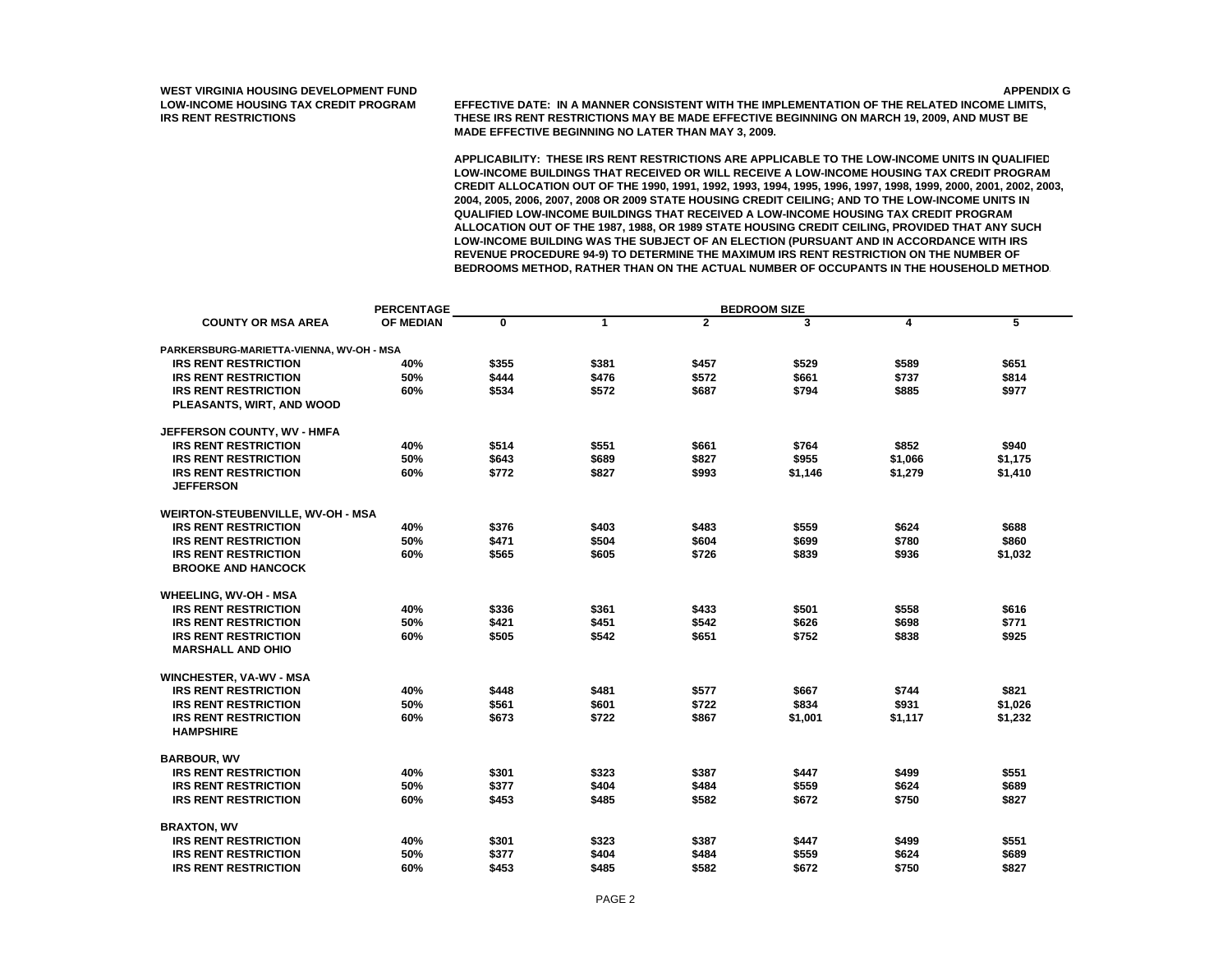WEST VIRGINIA HOUSING DEVELOPMENT FUND
LOW-INCOME HOUSING TAX CREDIT PROGRAM
IRS RENT RESTRICTIONS

APPENDIX G

EFFECTIVE DATE: IN A MANNER CONSISTENT WITH THE IMPLEMENTATION OF THE RELATED INCOME LIMITS, THESE IRS RENT RESTRICTIONS MAY BE MADE EFFECTIVE BEGINNING ON MARCH 19, 2009, AND MUST BE MADE EFFECTIVE BEGINNING NO LATER THAN MAY 3, 2009.

APPLICABILITY: THESE IRS RENT RESTRICTIONS ARE APPLICABLE TO THE LOW-INCOME UNITS IN QUALIFIED LOW-INCOME BUILDINGS THAT RECEIVED OR WILL RECEIVE A LOW-INCOME HOUSING TAX CREDIT PROGRAM CREDIT ALLOCATION OUT OF THE 1990, 1991, 1992, 1993, 1994, 1995, 1996, 1997, 1998, 1999, 2000, 2001, 2002, 2003, 2004, 2005, 2006, 2007, 2008 OR 2009 STATE HOUSING CREDIT CEILING; AND TO THE LOW-INCOME UNITS IN QUALIFIED LOW-INCOME BUILDINGS THAT RECEIVED A LOW-INCOME HOUSING TAX CREDIT PROGRAM ALLOCATION OUT OF THE 1987, 1988, OR 1989 STATE HOUSING CREDIT CEILING, PROVIDED THAT ANY SUCH LOW-INCOME BUILDING WAS THE SUBJECT OF AN ELECTION (PURSUANT AND IN ACCORDANCE WITH IRS REVENUE PROCEDURE 94-9) TO DETERMINE THE MAXIMUM IRS RENT RESTRICTION ON THE NUMBER OF BEDROOMS METHOD, RATHER THAN ON THE ACTUAL NUMBER OF OCCUPANTS IN THE HOUSEHOLD METHOD.

| COUNTY OR MSA AREA | PERCENTAGE OF MEDIAN | BEDROOM SIZE 0 | 1 | 2 | 3 | 4 | 5 |
|---|---|---|---|---|---|---|---|
| **PARKERSBURG-MARIETTA-VIENNA, WV-OH - MSA** | | | | | | | |
| IRS RENT RESTRICTION | 40% | $355 | $381 | $457 | $529 | $589 | $651 |
| IRS RENT RESTRICTION | 50% | $444 | $476 | $572 | $661 | $737 | $814 |
| IRS RENT RESTRICTION | 60% | $534 | $572 | $687 | $794 | $885 | $977 |
| PLEASANTS, WIRT, AND WOOD | | | | | | | |
| **JEFFERSON COUNTY, WV - HMFA** | | | | | | | |
| IRS RENT RESTRICTION | 40% | $514 | $551 | $661 | $764 | $852 | $940 |
| IRS RENT RESTRICTION | 50% | $643 | $689 | $827 | $955 | $1,066 | $1,175 |
| IRS RENT RESTRICTION | 60% | $772 | $827 | $993 | $1,146 | $1,279 | $1,410 |
| JEFFERSON | | | | | | | |
| **WEIRTON-STEUBENVILLE, WV-OH - MSA** | | | | | | | |
| IRS RENT RESTRICTION | 40% | $376 | $403 | $483 | $559 | $624 | $688 |
| IRS RENT RESTRICTION | 50% | $471 | $504 | $604 | $699 | $780 | $860 |
| IRS RENT RESTRICTION | 60% | $565 | $605 | $726 | $839 | $936 | $1,032 |
| BROOKE AND HANCOCK | | | | | | | |
| **WHEELING, WV-OH - MSA** | | | | | | | |
| IRS RENT RESTRICTION | 40% | $336 | $361 | $433 | $501 | $558 | $616 |
| IRS RENT RESTRICTION | 50% | $421 | $451 | $542 | $626 | $698 | $771 |
| IRS RENT RESTRICTION | 60% | $505 | $542 | $651 | $752 | $838 | $925 |
| MARSHALL AND OHIO | | | | | | | |
| **WINCHESTER, VA-WV - MSA** | | | | | | | |
| IRS RENT RESTRICTION | 40% | $448 | $481 | $577 | $667 | $744 | $821 |
| IRS RENT RESTRICTION | 50% | $561 | $601 | $722 | $834 | $931 | $1,026 |
| IRS RENT RESTRICTION | 60% | $673 | $722 | $867 | $1,001 | $1,117 | $1,232 |
| HAMPSHIRE | | | | | | | |
| **BARBOUR, WV** | | | | | | | |
| IRS RENT RESTRICTION | 40% | $301 | $323 | $387 | $447 | $499 | $551 |
| IRS RENT RESTRICTION | 50% | $377 | $404 | $484 | $559 | $624 | $689 |
| IRS RENT RESTRICTION | 60% | $453 | $485 | $582 | $672 | $750 | $827 |
| **BRAXTON, WV** | | | | | | | |
| IRS RENT RESTRICTION | 40% | $301 | $323 | $387 | $447 | $499 | $551 |
| IRS RENT RESTRICTION | 50% | $377 | $404 | $484 | $559 | $624 | $689 |
| IRS RENT RESTRICTION | 60% | $453 | $485 | $582 | $672 | $750 | $827 |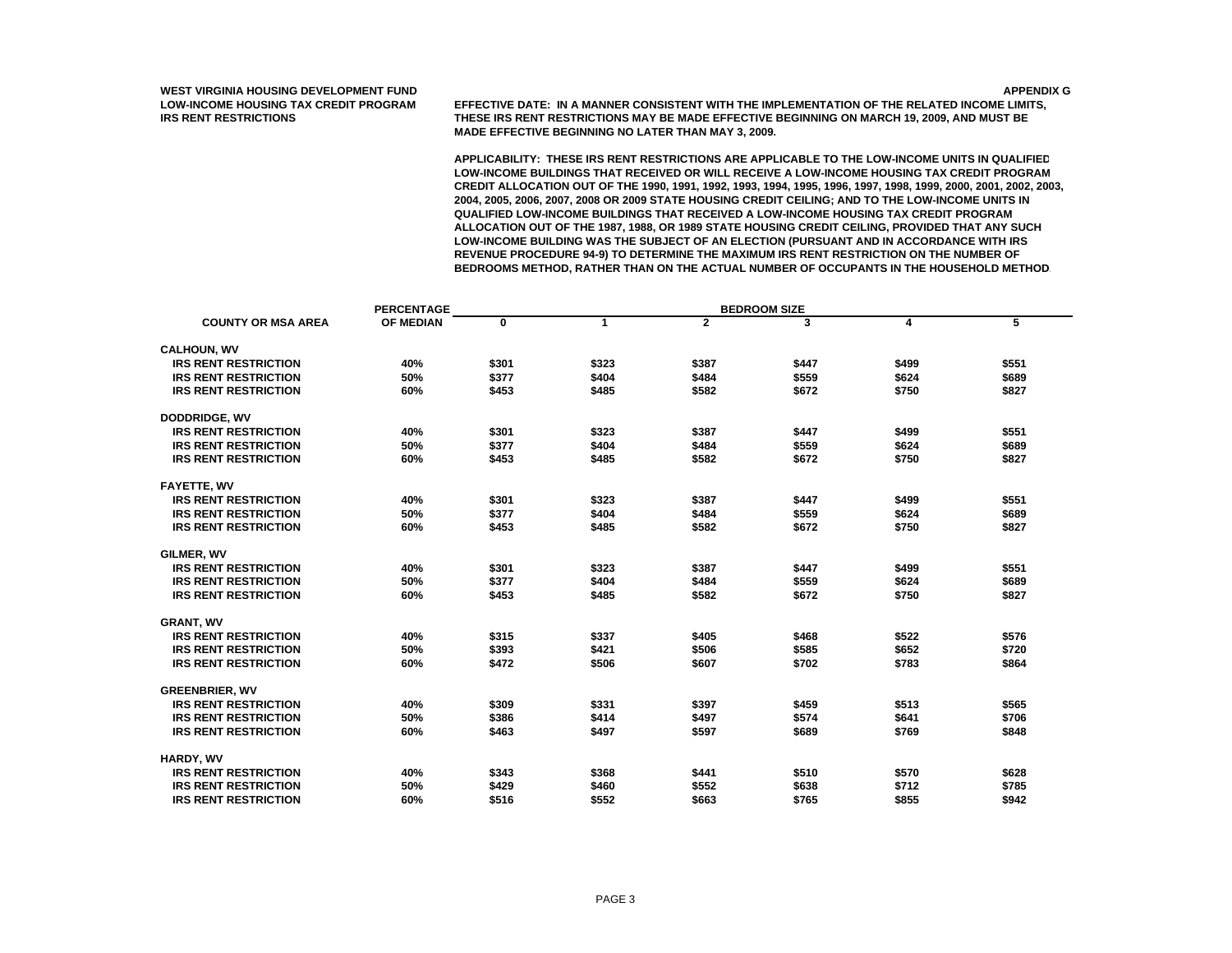WEST VIRGINIA HOUSING DEVELOPMENT FUND
LOW-INCOME HOUSING TAX CREDIT PROGRAM
IRS RENT RESTRICTIONS

APPENDIX G

EFFECTIVE DATE: IN A MANNER CONSISTENT WITH THE IMPLEMENTATION OF THE RELATED INCOME LIMITS, THESE IRS RENT RESTRICTIONS MAY BE MADE EFFECTIVE BEGINNING ON MARCH 19, 2009, AND MUST BE MADE EFFECTIVE BEGINNING NO LATER THAN MAY 3, 2009.

APPLICABILITY: THESE IRS RENT RESTRICTIONS ARE APPLICABLE TO THE LOW-INCOME UNITS IN QUALIFIED LOW-INCOME BUILDINGS THAT RECEIVED OR WILL RECEIVE A LOW-INCOME HOUSING TAX CREDIT PROGRAM CREDIT ALLOCATION OUT OF THE 1990, 1991, 1992, 1993, 1994, 1995, 1996, 1997, 1998, 1999, 2000, 2001, 2002, 2003, 2004, 2005, 2006, 2007, 2008 OR 2009 STATE HOUSING CREDIT CEILING; AND TO THE LOW-INCOME UNITS IN QUALIFIED LOW-INCOME BUILDINGS THAT RECEIVED A LOW-INCOME HOUSING TAX CREDIT PROGRAM ALLOCATION OUT OF THE 1987, 1988, OR 1989 STATE HOUSING CREDIT CEILING, PROVIDED THAT ANY SUCH LOW-INCOME BUILDING WAS THE SUBJECT OF AN ELECTION (PURSUANT AND IN ACCORDANCE WITH IRS REVENUE PROCEDURE 94-9) TO DETERMINE THE MAXIMUM IRS RENT RESTRICTION ON THE NUMBER OF BEDROOMS METHOD, RATHER THAN ON THE ACTUAL NUMBER OF OCCUPANTS IN THE HOUSEHOLD METHOD.

| COUNTY OR MSA AREA | PERCENTAGE OF MEDIAN | BEDROOM SIZE 0 | 1 | 2 | 3 | 4 | 5 |
|---|---|---|---|---|---|---|---|
| **CALHOUN, WV** | | | | | | | |
| IRS RENT RESTRICTION | 40% | $301 | $323 | $387 | $447 | $499 | $551 |
| IRS RENT RESTRICTION | 50% | $377 | $404 | $484 | $559 | $624 | $689 |
| IRS RENT RESTRICTION | 60% | $453 | $485 | $582 | $672 | $750 | $827 |
| **DODDRIDGE, WV** | | | | | | | |
| IRS RENT RESTRICTION | 40% | $301 | $323 | $387 | $447 | $499 | $551 |
| IRS RENT RESTRICTION | 50% | $377 | $404 | $484 | $559 | $624 | $689 |
| IRS RENT RESTRICTION | 60% | $453 | $485 | $582 | $672 | $750 | $827 |
| **FAYETTE, WV** | | | | | | | |
| IRS RENT RESTRICTION | 40% | $301 | $323 | $387 | $447 | $499 | $551 |
| IRS RENT RESTRICTION | 50% | $377 | $404 | $484 | $559 | $624 | $689 |
| IRS RENT RESTRICTION | 60% | $453 | $485 | $582 | $672 | $750 | $827 |
| **GILMER, WV** | | | | | | | |
| IRS RENT RESTRICTION | 40% | $301 | $323 | $387 | $447 | $499 | $551 |
| IRS RENT RESTRICTION | 50% | $377 | $404 | $484 | $559 | $624 | $689 |
| IRS RENT RESTRICTION | 60% | $453 | $485 | $582 | $672 | $750 | $827 |
| **GRANT, WV** | | | | | | | |
| IRS RENT RESTRICTION | 40% | $315 | $337 | $405 | $468 | $522 | $576 |
| IRS RENT RESTRICTION | 50% | $393 | $421 | $506 | $585 | $652 | $720 |
| IRS RENT RESTRICTION | 60% | $472 | $506 | $607 | $702 | $783 | $864 |
| **GREENBRIER, WV** | | | | | | | |
| IRS RENT RESTRICTION | 40% | $309 | $331 | $397 | $459 | $513 | $565 |
| IRS RENT RESTRICTION | 50% | $386 | $414 | $497 | $574 | $641 | $706 |
| IRS RENT RESTRICTION | 60% | $463 | $497 | $597 | $689 | $769 | $848 |
| **HARDY, WV** | | | | | | | |
| IRS RENT RESTRICTION | 40% | $343 | $368 | $441 | $510 | $570 | $628 |
| IRS RENT RESTRICTION | 50% | $429 | $460 | $552 | $638 | $712 | $785 |
| IRS RENT RESTRICTION | 60% | $516 | $552 | $663 | $765 | $855 | $942 |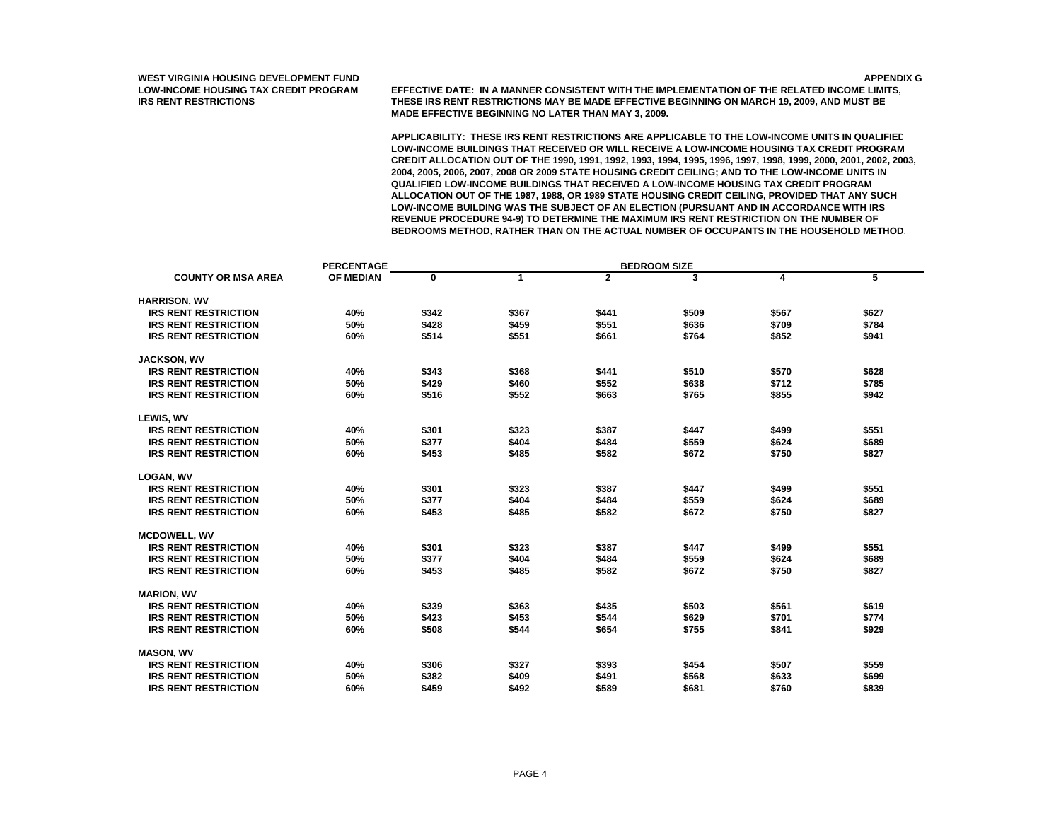**WEST VIRGINIA HOUSING DEVELOPMENT FUND**
**LOW-INCOME HOUSING TAX CREDIT PROGRAM**
**IRS RENT RESTRICTIONS**

**APPENDIX G**

**EFFECTIVE DATE: IN A MANNER CONSISTENT WITH THE IMPLEMENTATION OF THE RELATED INCOME LIMITS, THESE IRS RENT RESTRICTIONS MAY BE MADE EFFECTIVE BEGINNING ON MARCH 19, 2009, AND MUST BE MADE EFFECTIVE BEGINNING NO LATER THAN MAY 3, 2009.**

**APPLICABILITY: THESE IRS RENT RESTRICTIONS ARE APPLICABLE TO THE LOW-INCOME UNITS IN QUALIFIED LOW-INCOME BUILDINGS THAT RECEIVED OR WILL RECEIVE A LOW-INCOME HOUSING TAX CREDIT PROGRAM CREDIT ALLOCATION OUT OF THE 1990, 1991, 1992, 1993, 1994, 1995, 1996, 1997, 1998, 1999, 2000, 2001, 2002, 2003, 2004, 2005, 2006, 2007, 2008 OR 2009 STATE HOUSING CREDIT CEILING; AND TO THE LOW-INCOME UNITS IN QUALIFIED LOW-INCOME BUILDINGS THAT RECEIVED A LOW-INCOME HOUSING TAX CREDIT PROGRAM ALLOCATION OUT OF THE 1987, 1988, OR 1989 STATE HOUSING CREDIT CEILING, PROVIDED THAT ANY SUCH LOW-INCOME BUILDING WAS THE SUBJECT OF AN ELECTION (PURSUANT AND IN ACCORDANCE WITH IRS REVENUE PROCEDURE 94-9) TO DETERMINE THE MAXIMUM IRS RENT RESTRICTION ON THE NUMBER OF BEDROOMS METHOD, RATHER THAN ON THE ACTUAL NUMBER OF OCCUPANTS IN THE HOUSEHOLD METHOD.**

| COUNTY OR MSA AREA | PERCENTAGE OF MEDIAN | BEDROOM SIZE 0 | 1 | 2 | 3 | 4 | 5 |
|---|---|---|---|---|---|---|---|
| **HARRISON, WV** | | | | | | | |
| IRS RENT RESTRICTION | 40% | $342 | $367 | $441 | $509 | $567 | $627 |
| IRS RENT RESTRICTION | 50% | $428 | $459 | $551 | $636 | $709 | $784 |
| IRS RENT RESTRICTION | 60% | $514 | $551 | $661 | $764 | $852 | $941 |
| **JACKSON, WV** | | | | | | | |
| IRS RENT RESTRICTION | 40% | $343 | $368 | $441 | $510 | $570 | $628 |
| IRS RENT RESTRICTION | 50% | $429 | $460 | $552 | $638 | $712 | $785 |
| IRS RENT RESTRICTION | 60% | $516 | $552 | $663 | $765 | $855 | $942 |
| **LEWIS, WV** | | | | | | | |
| IRS RENT RESTRICTION | 40% | $301 | $323 | $387 | $447 | $499 | $551 |
| IRS RENT RESTRICTION | 50% | $377 | $404 | $484 | $559 | $624 | $689 |
| IRS RENT RESTRICTION | 60% | $453 | $485 | $582 | $672 | $750 | $827 |
| **LOGAN, WV** | | | | | | | |
| IRS RENT RESTRICTION | 40% | $301 | $323 | $387 | $447 | $499 | $551 |
| IRS RENT RESTRICTION | 50% | $377 | $404 | $484 | $559 | $624 | $689 |
| IRS RENT RESTRICTION | 60% | $453 | $485 | $582 | $672 | $750 | $827 |
| **MCDOWELL, WV** | | | | | | | |
| IRS RENT RESTRICTION | 40% | $301 | $323 | $387 | $447 | $499 | $551 |
| IRS RENT RESTRICTION | 50% | $377 | $404 | $484 | $559 | $624 | $689 |
| IRS RENT RESTRICTION | 60% | $453 | $485 | $582 | $672 | $750 | $827 |
| **MARION, WV** | | | | | | | |
| IRS RENT RESTRICTION | 40% | $339 | $363 | $435 | $503 | $561 | $619 |
| IRS RENT RESTRICTION | 50% | $423 | $453 | $544 | $629 | $701 | $774 |
| IRS RENT RESTRICTION | 60% | $508 | $544 | $654 | $755 | $841 | $929 |
| **MASON, WV** | | | | | | | |
| IRS RENT RESTRICTION | 40% | $306 | $327 | $393 | $454 | $507 | $559 |
| IRS RENT RESTRICTION | 50% | $382 | $409 | $491 | $568 | $633 | $699 |
| IRS RENT RESTRICTION | 60% | $459 | $492 | $589 | $681 | $760 | $839 |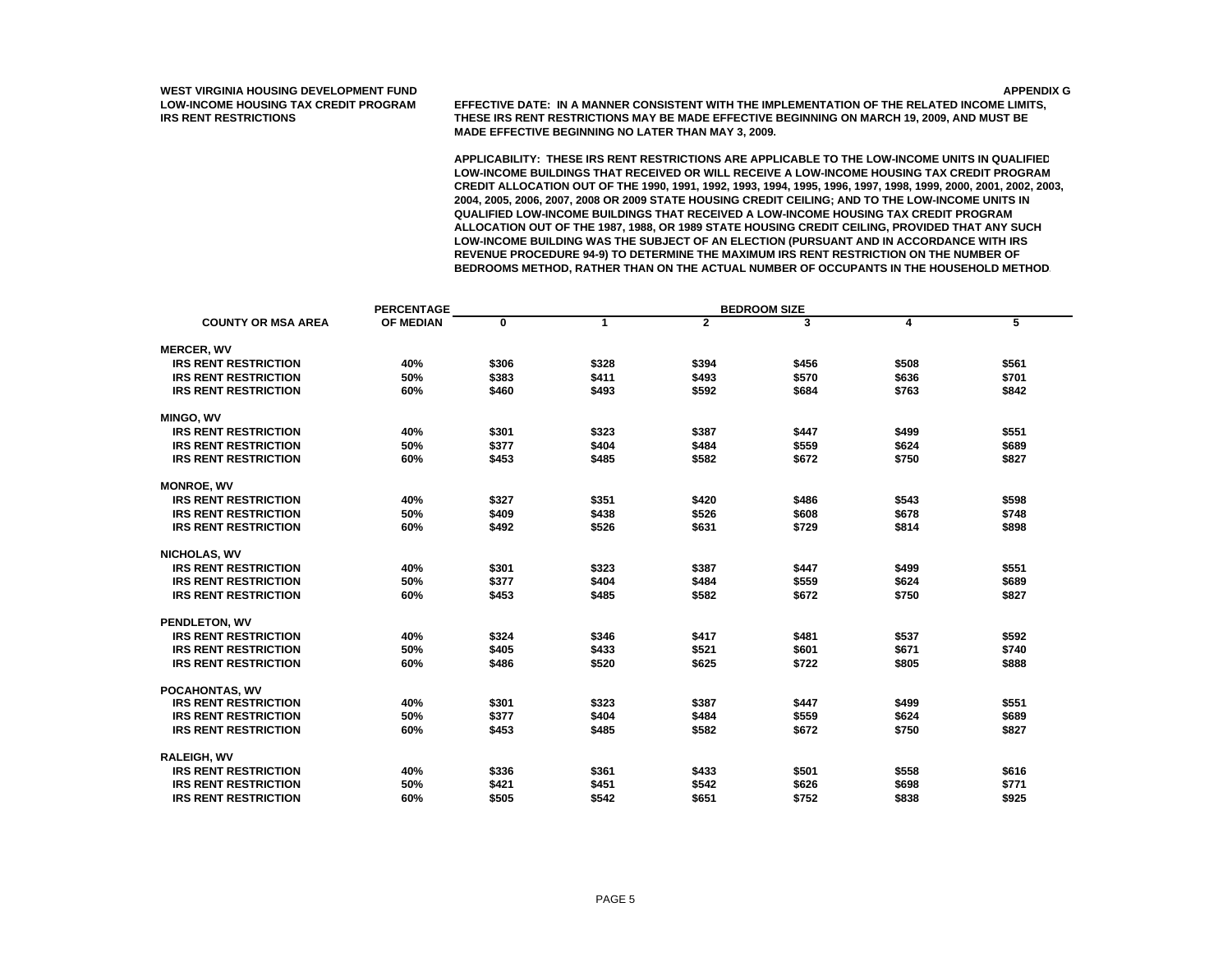**WEST VIRGINIA HOUSING DEVELOPMENT FUND**
**LOW-INCOME HOUSING TAX CREDIT PROGRAM**
**IRS RENT RESTRICTIONS**

**APPENDIX G**

**EFFECTIVE DATE: IN A MANNER CONSISTENT WITH THE IMPLEMENTATION OF THE RELATED INCOME LIMITS, THESE IRS RENT RESTRICTIONS MAY BE MADE EFFECTIVE BEGINNING ON MARCH 19, 2009, AND MUST BE MADE EFFECTIVE BEGINNING NO LATER THAN MAY 3, 2009.**

**APPLICABILITY: THESE IRS RENT RESTRICTIONS ARE APPLICABLE TO THE LOW-INCOME UNITS IN QUALIFIED LOW-INCOME BUILDINGS THAT RECEIVED OR WILL RECEIVE A LOW-INCOME HOUSING TAX CREDIT PROGRAM CREDIT ALLOCATION OUT OF THE 1990, 1991, 1992, 1993, 1994, 1995, 1996, 1997, 1998, 1999, 2000, 2001, 2002, 2003, 2004, 2005, 2006, 2007, 2008 OR 2009 STATE HOUSING CREDIT CEILING; AND TO THE LOW-INCOME UNITS IN QUALIFIED LOW-INCOME BUILDINGS THAT RECEIVED A LOW-INCOME HOUSING TAX CREDIT PROGRAM ALLOCATION OUT OF THE 1987, 1988, OR 1989 STATE HOUSING CREDIT CEILING, PROVIDED THAT ANY SUCH LOW-INCOME BUILDING WAS THE SUBJECT OF AN ELECTION (PURSUANT AND IN ACCORDANCE WITH IRS REVENUE PROCEDURE 94-9) TO DETERMINE THE MAXIMUM IRS RENT RESTRICTION ON THE NUMBER OF BEDROOMS METHOD, RATHER THAN ON THE ACTUAL NUMBER OF OCCUPANTS IN THE HOUSEHOLD METHOD.**

| COUNTY OR MSA AREA | PERCENTAGE OF MEDIAN | BEDROOM SIZE 0 | 1 | 2 | 3 | 4 | 5 |
|---|---|---|---|---|---|---|---|
| **MERCER, WV** | | | | | | | |
| IRS RENT RESTRICTION | 40% | $306 | $328 | $394 | $456 | $508 | $561 |
| IRS RENT RESTRICTION | 50% | $383 | $411 | $493 | $570 | $636 | $701 |
| IRS RENT RESTRICTION | 60% | $460 | $493 | $592 | $684 | $763 | $842 |
| **MINGO, WV** | | | | | | | |
| IRS RENT RESTRICTION | 40% | $301 | $323 | $387 | $447 | $499 | $551 |
| IRS RENT RESTRICTION | 50% | $377 | $404 | $484 | $559 | $624 | $689 |
| IRS RENT RESTRICTION | 60% | $453 | $485 | $582 | $672 | $750 | $827 |
| **MONROE, WV** | | | | | | | |
| IRS RENT RESTRICTION | 40% | $327 | $351 | $420 | $486 | $543 | $598 |
| IRS RENT RESTRICTION | 50% | $409 | $438 | $526 | $608 | $678 | $748 |
| IRS RENT RESTRICTION | 60% | $492 | $526 | $631 | $729 | $814 | $898 |
| **NICHOLAS, WV** | | | | | | | |
| IRS RENT RESTRICTION | 40% | $301 | $323 | $387 | $447 | $499 | $551 |
| IRS RENT RESTRICTION | 50% | $377 | $404 | $484 | $559 | $624 | $689 |
| IRS RENT RESTRICTION | 60% | $453 | $485 | $582 | $672 | $750 | $827 |
| **PENDLETON, WV** | | | | | | | |
| IRS RENT RESTRICTION | 40% | $324 | $346 | $417 | $481 | $537 | $592 |
| IRS RENT RESTRICTION | 50% | $405 | $433 | $521 | $601 | $671 | $740 |
| IRS RENT RESTRICTION | 60% | $486 | $520 | $625 | $722 | $805 | $888 |
| **POCAHONTAS, WV** | | | | | | | |
| IRS RENT RESTRICTION | 40% | $301 | $323 | $387 | $447 | $499 | $551 |
| IRS RENT RESTRICTION | 50% | $377 | $404 | $484 | $559 | $624 | $689 |
| IRS RENT RESTRICTION | 60% | $453 | $485 | $582 | $672 | $750 | $827 |
| **RALEIGH, WV** | | | | | | | |
| IRS RENT RESTRICTION | 40% | $336 | $361 | $433 | $501 | $558 | $616 |
| IRS RENT RESTRICTION | 50% | $421 | $451 | $542 | $626 | $698 | $771 |
| IRS RENT RESTRICTION | 60% | $505 | $542 | $651 | $752 | $838 | $925 |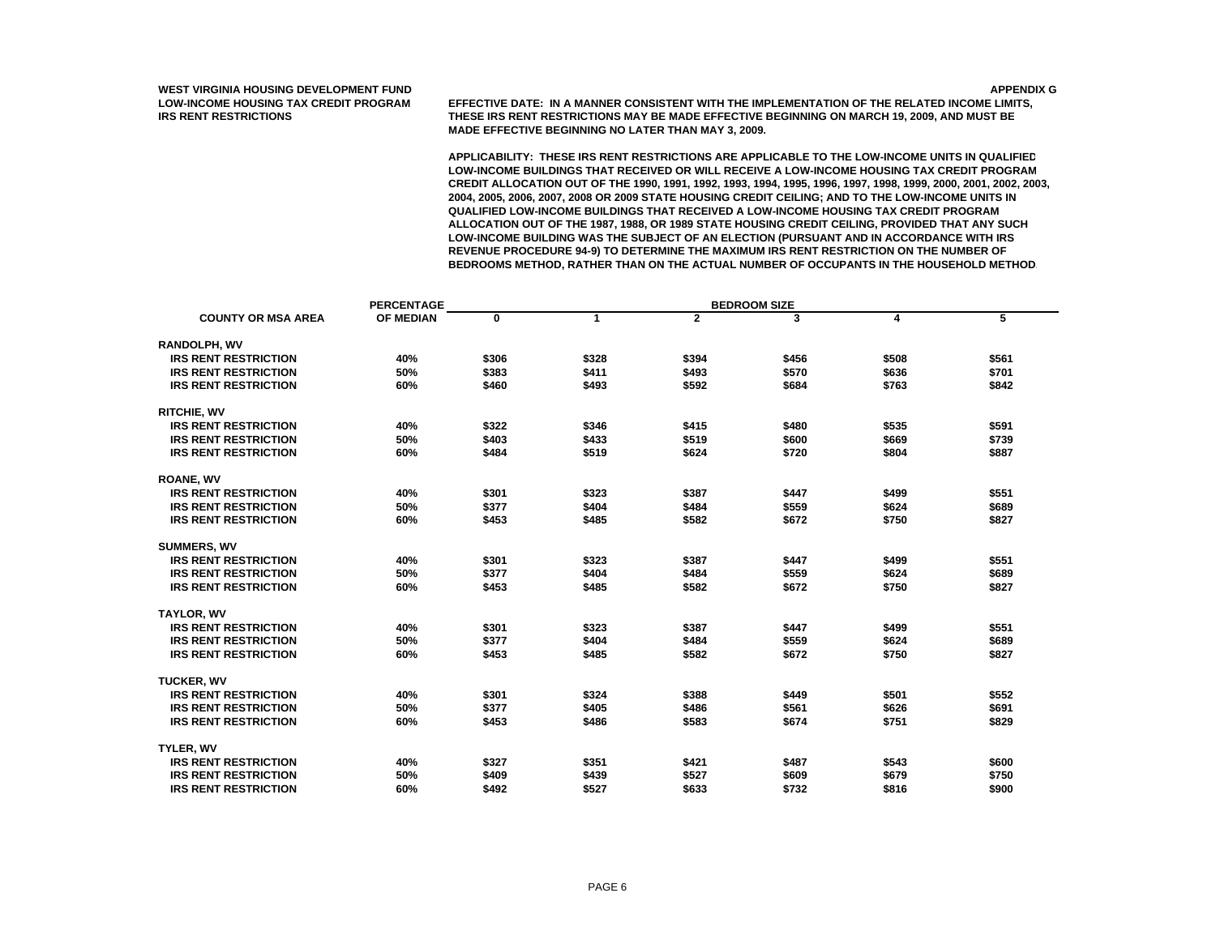**WEST VIRGINIA HOUSING DEVELOPMENT FUND**
**LOW-INCOME HOUSING TAX CREDIT PROGRAM**
**IRS RENT RESTRICTIONS**

**APPENDIX G**

**EFFECTIVE DATE: IN A MANNER CONSISTENT WITH THE IMPLEMENTATION OF THE RELATED INCOME LIMITS, THESE IRS RENT RESTRICTIONS MAY BE MADE EFFECTIVE BEGINNING ON MARCH 19, 2009, AND MUST BE MADE EFFECTIVE BEGINNING NO LATER THAN MAY 3, 2009.**

**APPLICABILITY: THESE IRS RENT RESTRICTIONS ARE APPLICABLE TO THE LOW-INCOME UNITS IN QUALIFIED LOW-INCOME BUILDINGS THAT RECEIVED OR WILL RECEIVE A LOW-INCOME HOUSING TAX CREDIT PROGRAM CREDIT ALLOCATION OUT OF THE 1990, 1991, 1992, 1993, 1994, 1995, 1996, 1997, 1998, 1999, 2000, 2001, 2002, 2003, 2004, 2005, 2006, 2007, 2008 OR 2009 STATE HOUSING CREDIT CEILING; AND TO THE LOW-INCOME UNITS IN QUALIFIED LOW-INCOME BUILDINGS THAT RECEIVED A LOW-INCOME HOUSING TAX CREDIT PROGRAM ALLOCATION OUT OF THE 1987, 1988, OR 1989 STATE HOUSING CREDIT CEILING, PROVIDED THAT ANY SUCH LOW-INCOME BUILDING WAS THE SUBJECT OF AN ELECTION (PURSUANT AND IN ACCORDANCE WITH IRS REVENUE PROCEDURE 94-9) TO DETERMINE THE MAXIMUM IRS RENT RESTRICTION ON THE NUMBER OF BEDROOMS METHOD, RATHER THAN ON THE ACTUAL NUMBER OF OCCUPANTS IN THE HOUSEHOLD METHOD.**

| COUNTY OR MSA AREA | PERCENTAGE OF MEDIAN | BEDROOM SIZE 0 | 1 | 2 | 3 | 4 | 5 |
|---|---|---|---|---|---|---|---|
| **RANDOLPH, WV** | | | | | | | |
| IRS RENT RESTRICTION | 40% | $306 | $328 | $394 | $456 | $508 | $561 |
| IRS RENT RESTRICTION | 50% | $383 | $411 | $493 | $570 | $636 | $701 |
| IRS RENT RESTRICTION | 60% | $460 | $493 | $592 | $684 | $763 | $842 |
| **RITCHIE, WV** | | | | | | | |
| IRS RENT RESTRICTION | 40% | $322 | $346 | $415 | $480 | $535 | $591 |
| IRS RENT RESTRICTION | 50% | $403 | $433 | $519 | $600 | $669 | $739 |
| IRS RENT RESTRICTION | 60% | $484 | $519 | $624 | $720 | $804 | $887 |
| **ROANE, WV** | | | | | | | |
| IRS RENT RESTRICTION | 40% | $301 | $323 | $387 | $447 | $499 | $551 |
| IRS RENT RESTRICTION | 50% | $377 | $404 | $484 | $559 | $624 | $689 |
| IRS RENT RESTRICTION | 60% | $453 | $485 | $582 | $672 | $750 | $827 |
| **SUMMERS, WV** | | | | | | | |
| IRS RENT RESTRICTION | 40% | $301 | $323 | $387 | $447 | $499 | $551 |
| IRS RENT RESTRICTION | 50% | $377 | $404 | $484 | $559 | $624 | $689 |
| IRS RENT RESTRICTION | 60% | $453 | $485 | $582 | $672 | $750 | $827 |
| **TAYLOR, WV** | | | | | | | |
| IRS RENT RESTRICTION | 40% | $301 | $323 | $387 | $447 | $499 | $551 |
| IRS RENT RESTRICTION | 50% | $377 | $404 | $484 | $559 | $624 | $689 |
| IRS RENT RESTRICTION | 60% | $453 | $485 | $582 | $672 | $750 | $827 |
| **TUCKER, WV** | | | | | | | |
| IRS RENT RESTRICTION | 40% | $301 | $324 | $388 | $449 | $501 | $552 |
| IRS RENT RESTRICTION | 50% | $377 | $405 | $486 | $561 | $626 | $691 |
| IRS RENT RESTRICTION | 60% | $453 | $486 | $583 | $674 | $751 | $829 |
| **TYLER, WV** | | | | | | | |
| IRS RENT RESTRICTION | 40% | $327 | $351 | $421 | $487 | $543 | $600 |
| IRS RENT RESTRICTION | 50% | $409 | $439 | $527 | $609 | $679 | $750 |
| IRS RENT RESTRICTION | 60% | $492 | $527 | $633 | $732 | $816 | $900 |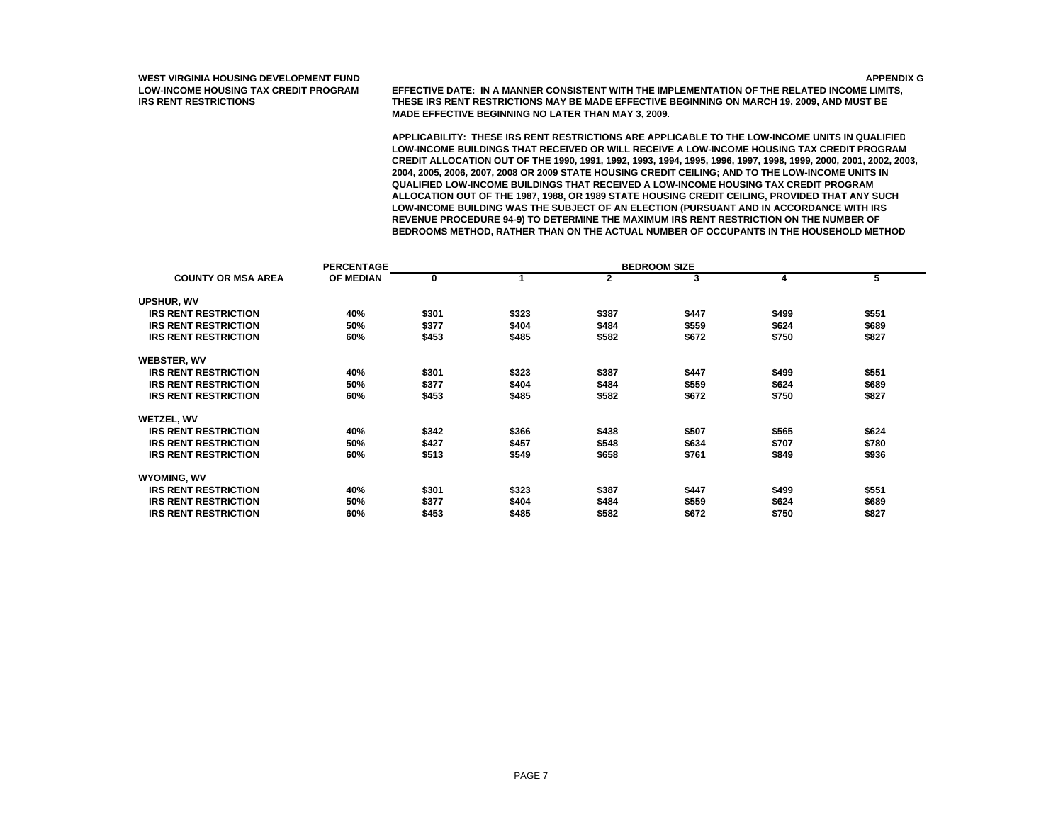**WEST VIRGINIA HOUSING DEVELOPMENT FUND**
**LOW-INCOME HOUSING TAX CREDIT PROGRAM**
**IRS RENT RESTRICTIONS**

**APPENDIX G**

**EFFECTIVE DATE: IN A MANNER CONSISTENT WITH THE IMPLEMENTATION OF THE RELATED INCOME LIMITS, THESE IRS RENT RESTRICTIONS MAY BE MADE EFFECTIVE BEGINNING ON MARCH 19, 2009, AND MUST BE MADE EFFECTIVE BEGINNING NO LATER THAN MAY 3, 2009.**

**APPLICABILITY: THESE IRS RENT RESTRICTIONS ARE APPLICABLE TO THE LOW-INCOME UNITS IN QUALIFIED LOW-INCOME BUILDINGS THAT RECEIVED OR WILL RECEIVE A LOW-INCOME HOUSING TAX CREDIT PROGRAM CREDIT ALLOCATION OUT OF THE 1990, 1991, 1992, 1993, 1994, 1995, 1996, 1997, 1998, 1999, 2000, 2001, 2002, 2003, 2004, 2005, 2006, 2007, 2008 OR 2009 STATE HOUSING CREDIT CEILING; AND TO THE LOW-INCOME UNITS IN QUALIFIED LOW-INCOME BUILDINGS THAT RECEIVED A LOW-INCOME HOUSING TAX CREDIT PROGRAM ALLOCATION OUT OF THE 1987, 1988, OR 1989 STATE HOUSING CREDIT CEILING, PROVIDED THAT ANY SUCH LOW-INCOME BUILDING WAS THE SUBJECT OF AN ELECTION (PURSUANT AND IN ACCORDANCE WITH IRS REVENUE PROCEDURE 94-9) TO DETERMINE THE MAXIMUM IRS RENT RESTRICTION ON THE NUMBER OF BEDROOMS METHOD, RATHER THAN ON THE ACTUAL NUMBER OF OCCUPANTS IN THE HOUSEHOLD METHOD.**

| COUNTY OR MSA AREA | PERCENTAGE OF MEDIAN | BEDROOM SIZE 0 | 1 | 2 | 3 | 4 | 5 |
|---|---|---|---|---|---|---|---|
| **UPSHUR, WV** | | | | | | | |
| IRS RENT RESTRICTION | 40% | $301 | $323 | $387 | $447 | $499 | $551 |
| IRS RENT RESTRICTION | 50% | $377 | $404 | $484 | $559 | $624 | $689 |
| IRS RENT RESTRICTION | 60% | $453 | $485 | $582 | $672 | $750 | $827 |
| **WEBSTER, WV** | | | | | | | |
| IRS RENT RESTRICTION | 40% | $301 | $323 | $387 | $447 | $499 | $551 |
| IRS RENT RESTRICTION | 50% | $377 | $404 | $484 | $559 | $624 | $689 |
| IRS RENT RESTRICTION | 60% | $453 | $485 | $582 | $672 | $750 | $827 |
| **WETZEL, WV** | | | | | | | |
| IRS RENT RESTRICTION | 40% | $342 | $366 | $438 | $507 | $565 | $624 |
| IRS RENT RESTRICTION | 50% | $427 | $457 | $548 | $634 | $707 | $780 |
| IRS RENT RESTRICTION | 60% | $513 | $549 | $658 | $761 | $849 | $936 |
| **WYOMING, WV** | | | | | | | |
| IRS RENT RESTRICTION | 40% | $301 | $323 | $387 | $447 | $499 | $551 |
| IRS RENT RESTRICTION | 50% | $377 | $404 | $484 | $559 | $624 | $689 |
| IRS RENT RESTRICTION | 60% | $453 | $485 | $582 | $672 | $750 | $827 |